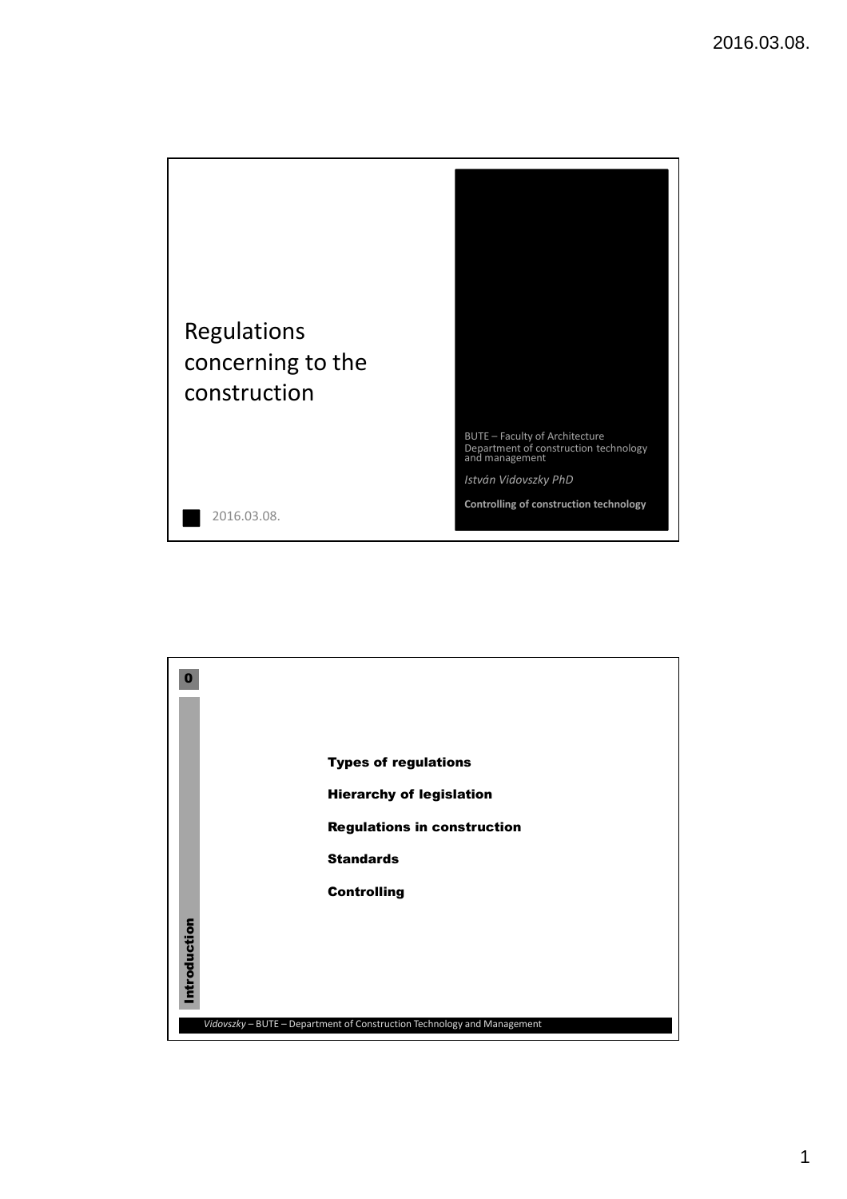# Regulations concerning to the construction

BUTE – Faculty of Architecture
Department of construction technology and management

*István Vidovszky PhD*

**Controlling of construction technology**

2016.03.08.

---

0

**Introduction**

**Types of regulations**

**Hierarchy of legislation**

**Regulations in construction**

**Standards**

**Controlling**

*Vidovszky* – BUTE – Department of Construction Technology and Management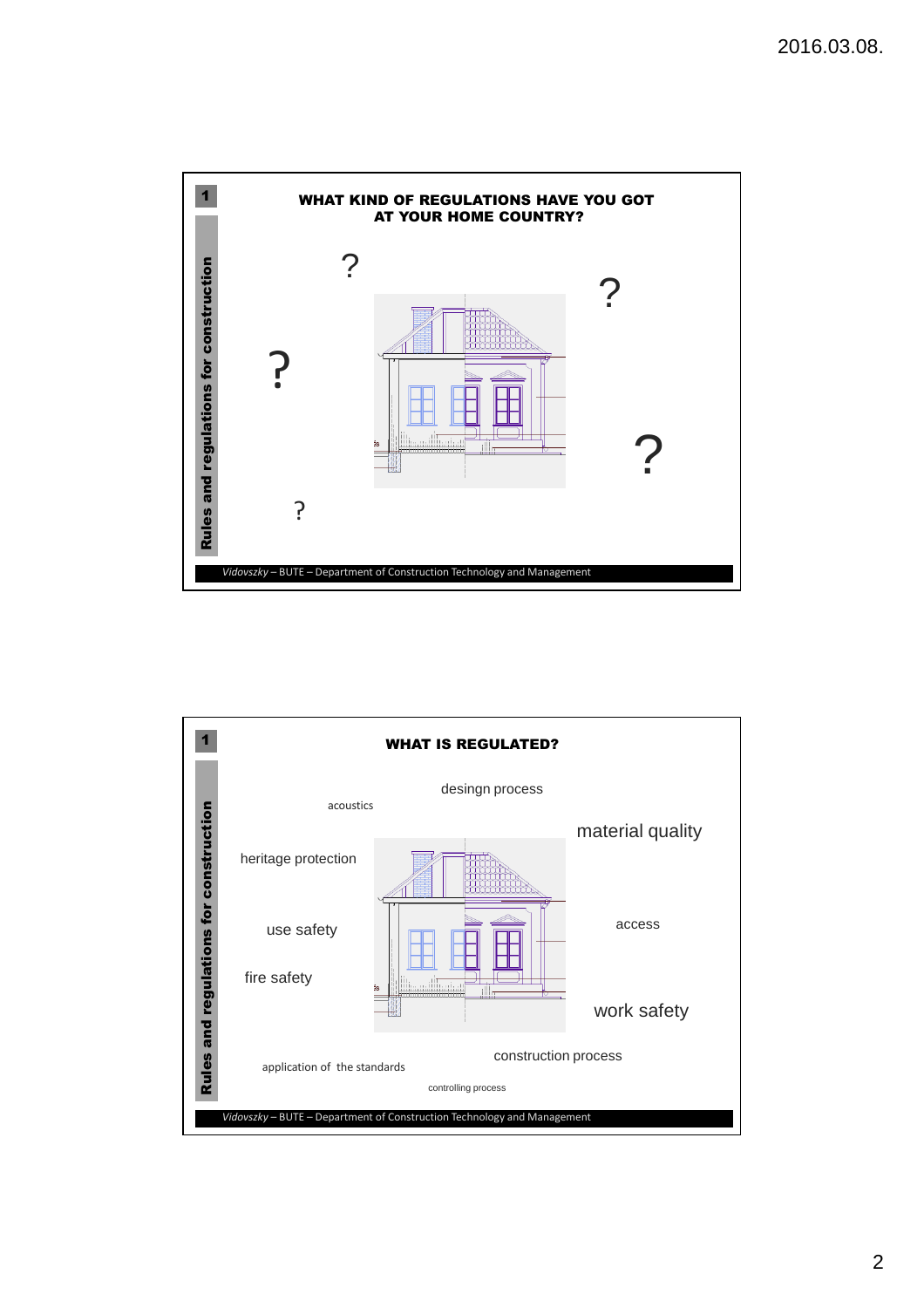## WHAT KIND OF REGULATIONS HAVE YOU GOT AT YOUR HOME COUNTRY?

Rules and regulations for construction

?

?

?

?

?

*Vidovszky* – BUTE – Department of Construction Technology and Management

## WHAT IS REGULATED?

Rules and regulations for construction

- desingn process
- acoustics
- material quality
- heritage protection
- use safety
- access
- fire safety
- work safety
- application of the standards
- construction process
- controlling process

*Vidovszky* – BUTE – Department of Construction Technology and Management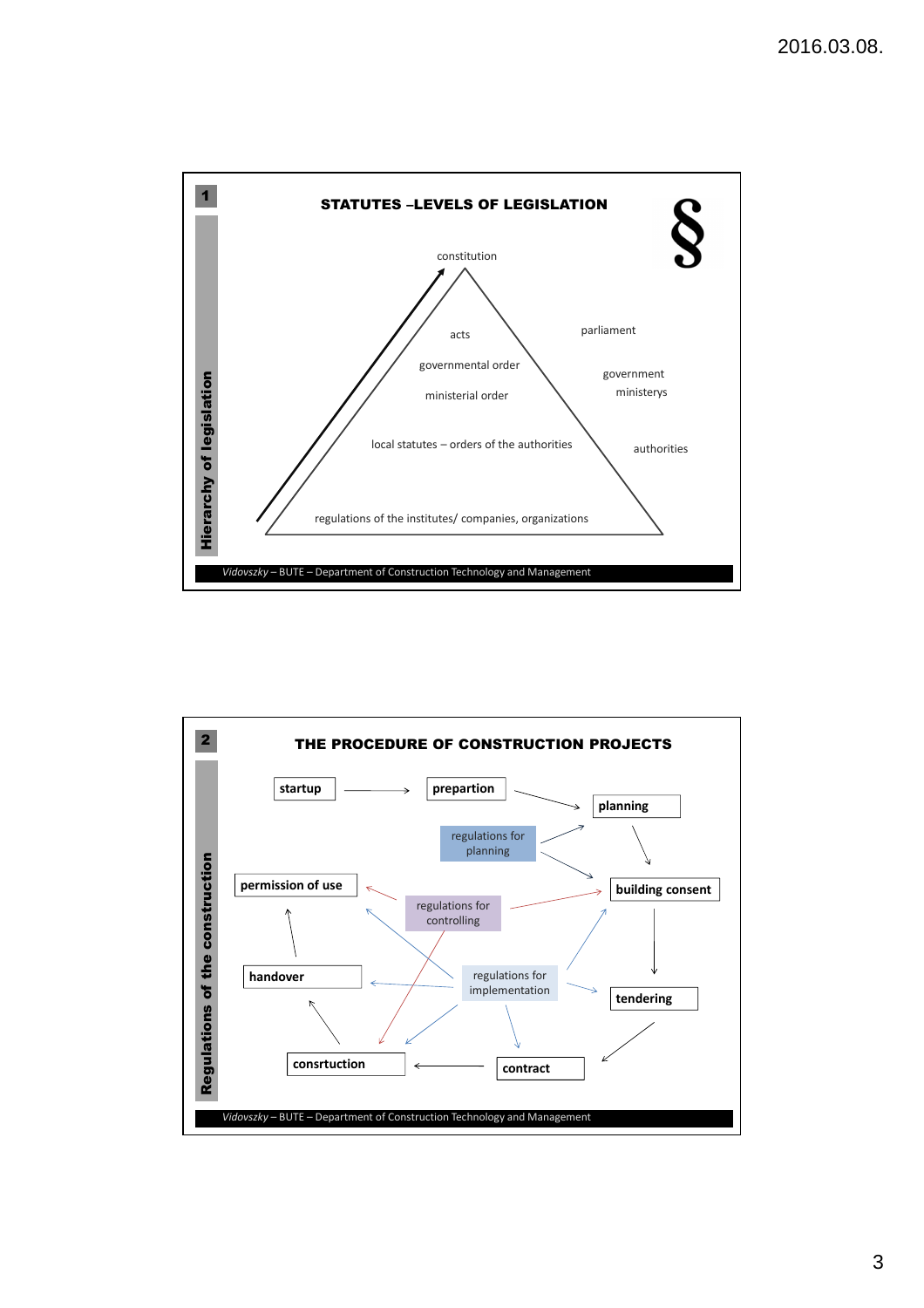## 1 STATUTES –LEVELS OF LEGISLATION

§

**Hierarchy of legislation**

- constitution
- acts — parliament
- governmental order — government
- ministerial order — ministerys
- local statutes – orders of the authorities — authorities
- regulations of the institutes/ companies, organizations

*Vidovszky* – BUTE – Department of Construction Technology and Management

## 2 THE PROCEDURE OF CONSTRUCTION PROJECTS

**Regulations of the construction**

- **startup**
- **prepartion**
- **planning**
- **building consent**
- **tendering**
- **contract**
- **consrtuction**
- **handover**
- **permission of use**

regulations for planning

regulations for controlling

regulations for implementation

*Vidovszky* – BUTE – Department of Construction Technology and Management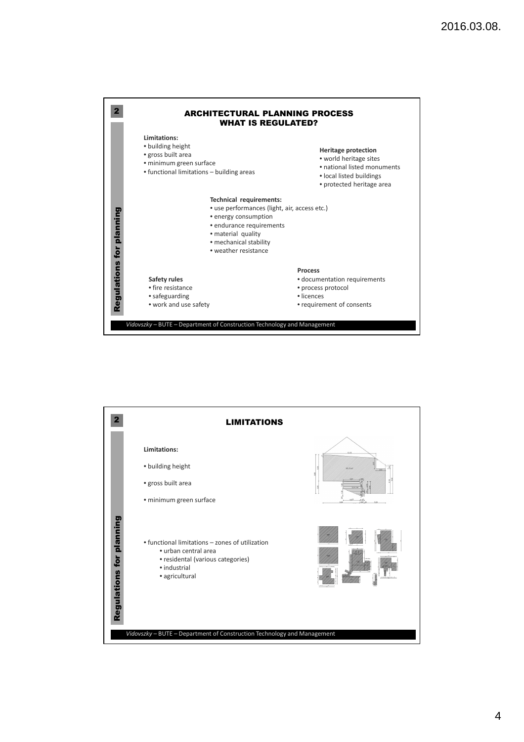## ARCHITECTURAL PLANNING PROCESS
## WHAT IS REGULATED?

**Limitations:**
- building height
- gross built area
- minimum green surface
- functional limitations – building areas

**Heritage protection**
- world heritage sites
- national listed monuments
- local listed buildings
- protected heritage area

**Technical requirements:**
- use performances (light, air, access etc.)
- energy consumption
- endurance requirements
- material quality
- mechanical stability
- weather resistance

**Safety rules**
- fire resistance
- safeguarding
- work and use safety

**Process**
- documentation requirements
- process protocol
- licences
- requirement of consents

## LIMITATIONS

**Limitations:**

- building height
- gross built area
- minimum green surface

- functional limitations – zones of utilization
  - urban central area
  - residental (various categories)
  - industrial
  - agricultural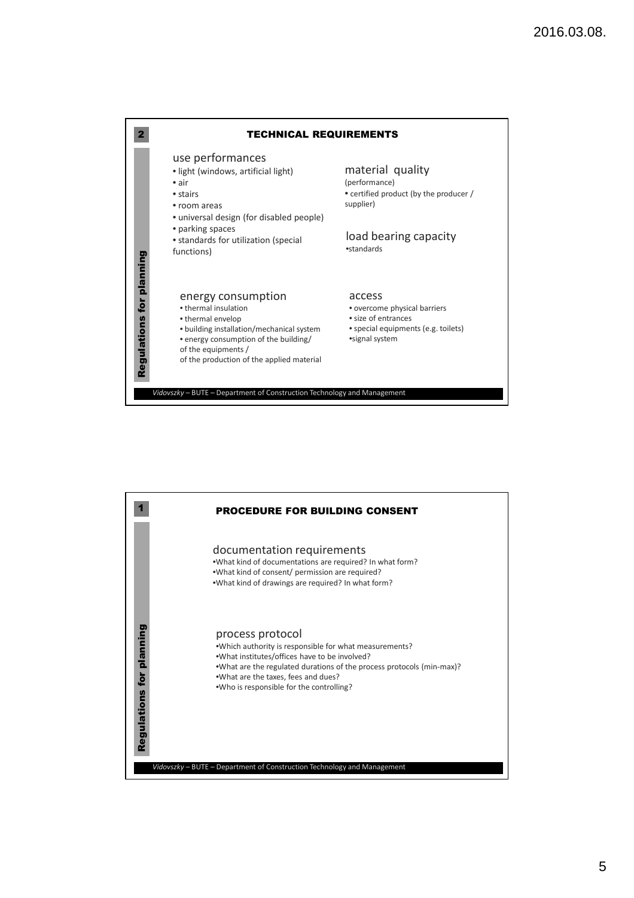## TECHNICAL REQUIREMENTS

Regulations for planning

### use performances

- light (windows, artificial light)
- air
- stairs
- room areas
- universal design (for disabled people)
- parking spaces
- standards for utilization (special functions)

### material quality

(performance)

- certified product (by the producer / supplier)

### load bearing capacity

- standards

### energy consumption

- thermal insulation
- thermal envelop
- building installation/mechanical system
- energy consumption of the building/ of the equipments / of the production of the applied material

### access

- overcome physical barriers
- size of entrances
- special equipments (e.g. toilets)
- signal system

*Vidovszky* – BUTE – Department of Construction Technology and Management

## PROCEDURE FOR BUILDING CONSENT

Regulations for planning

### documentation requirements

- What kind of documentations are required? In what form?
- What kind of consent/ permission are required?
- What kind of drawings are required? In what form?

### process protocol

- Which authority is responsible for what measurements?
- What institutes/offices have to be involved?
- What are the regulated durations of the process protocols (min-max)?
- What are the taxes, fees and dues?
- Who is responsible for the controlling?

*Vidovszky* – BUTE – Department of Construction Technology and Management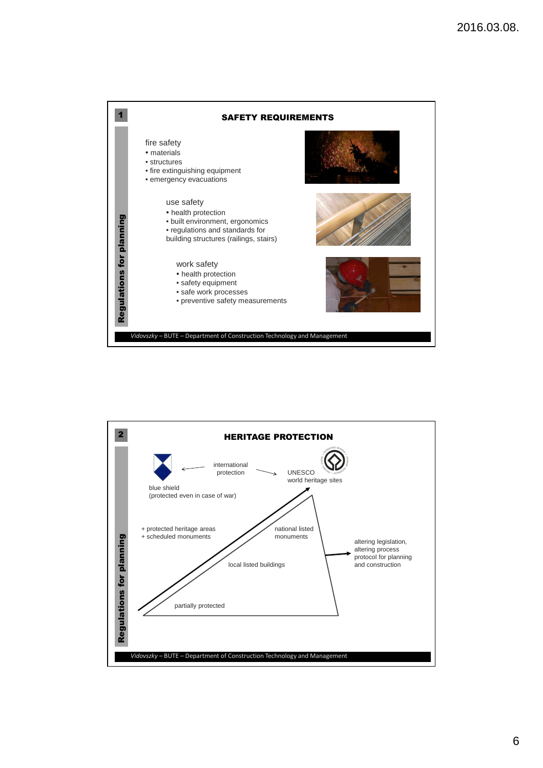## 1 SAFETY REQUIREMENTS

*Regulations for planning*

fire safety
- materials
- structures
- fire extinguishing equipment
- emergency evacuations

use safety
- health protection
- built environment, ergonomics
- regulations and standards for building structures (railings, stairs)

work safety
- health protection
- safety equipment
- safe work processes
- preventive safety measurements

*Vidovszky* – BUTE – Department of Construction Technology and Management

## 2 HERITAGE PROTECTION

*Regulations for planning*

blue shield (protected even in case of war) ← international protection → UNESCO world heritage sites

+ protected heritage areas
+ scheduled monuments

national listed monuments

local listed buildings

partially protected

altering legislation, altering process protocol for planning and construction

*Vidovszky* – BUTE – Department of Construction Technology and Management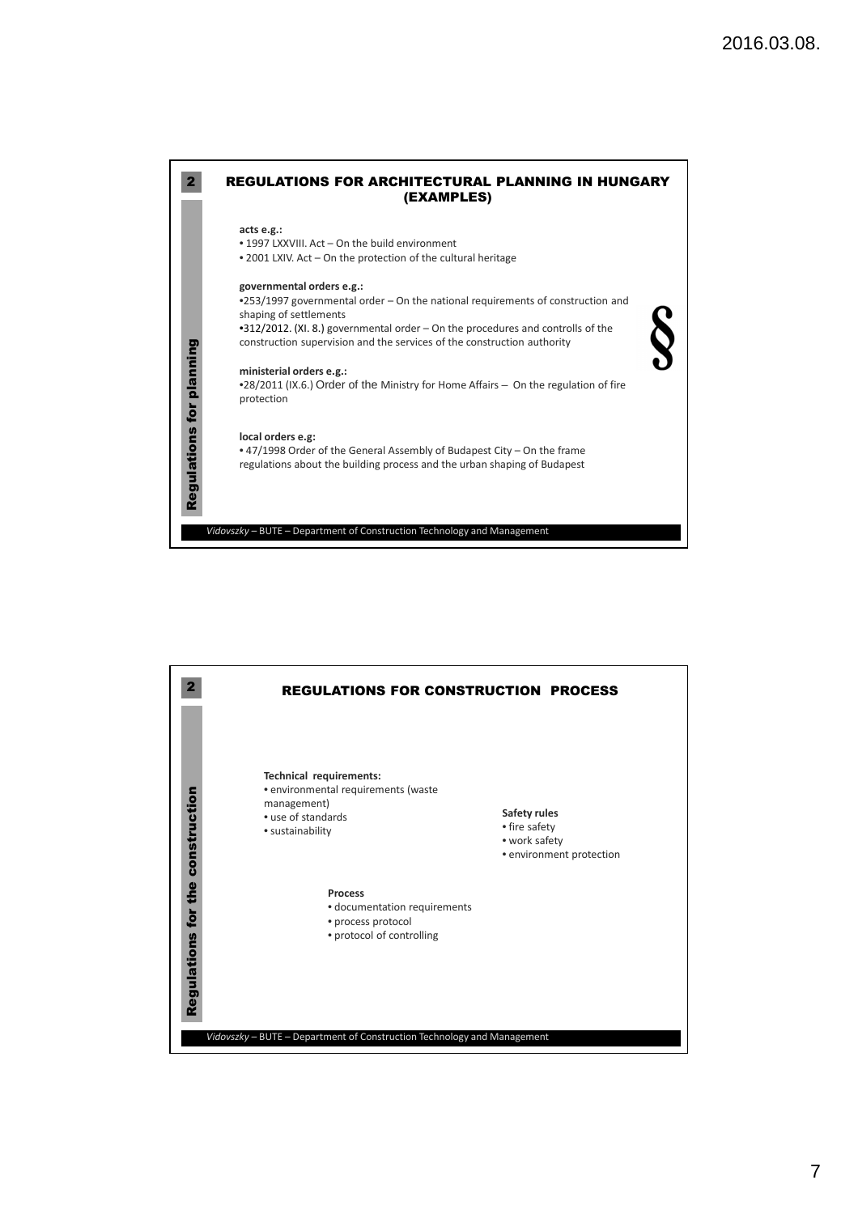## 2 REGULATIONS FOR ARCHITECTURAL PLANNING IN HUNGARY (EXAMPLES)

**Regulations for planning**

**acts e.g.:**

- 1997 LXXVIII. Act – On the build environment
- 2001 LXIV. Act – On the protection of the cultural heritage

**governmental orders e.g.:**

- 253/1997 governmental order – On the national requirements of construction and shaping of settlements
- 312/2012. (XI. 8.) governmental order – On the procedures and controlls of the construction supervision and the services of the construction authority

**ministerial orders e.g.:**

- 28/2011 (IX.6.) Order of the Ministry for Home Affairs – On the regulation of fire protection

**local orders e.g:**

- 47/1998 Order of the General Assembly of Budapest City – On the frame regulations about the building process and the urban shaping of Budapest

§

*Vidovszky* – BUTE – Department of Construction Technology and Management

## 2 REGULATIONS FOR CONSTRUCTION PROCESS

**Regulations for the construction**

**Technical requirements:**

- environmental requirements (waste management)
- use of standards
- sustainability

**Safety rules**

- fire safety
- work safety
- environment protection

**Process**

- documentation requirements
- process protocol
- protocol of controlling

*Vidovszky* – BUTE – Department of Construction Technology and Management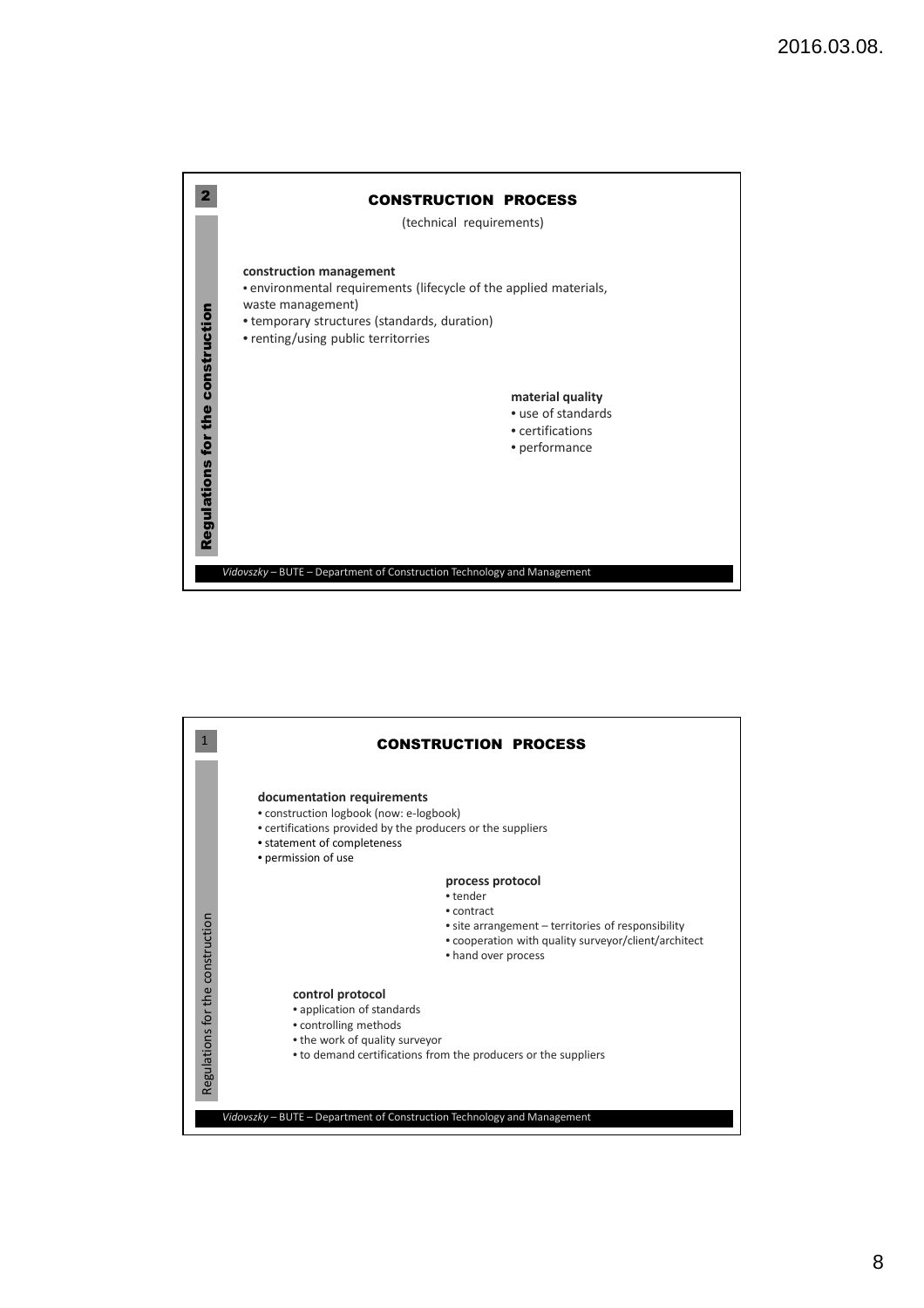## CONSTRUCTION PROCESS

(technical requirements)

**construction management**

- environmental requirements (lifecycle of the applied materials, waste management)
- temporary structures (standards, duration)
- renting/using public territorries

**material quality**

- use of standards
- certifications
- performance

Regulations for the construction

*Vidovszky* – BUTE – Department of Construction Technology and Management

## CONSTRUCTION PROCESS

**documentation requirements**

- construction logbook (now: e-logbook)
- certifications provided by the producers or the suppliers
- statement of completeness
- permission of use

**process protocol**

- tender
- contract
- site arrangement – territories of responsibility
- cooperation with quality surveyor/client/architect
- hand over process

**control protocol**

- application of standards
- controlling methods
- the work of quality surveyor
- to demand certifications from the producers or the suppliers

Regulations for the construction

*Vidovszky* – BUTE – Department of Construction Technology and Management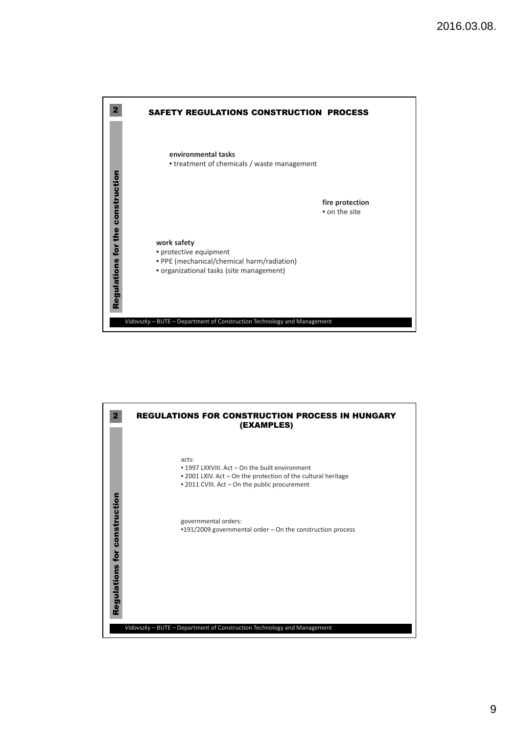## SAFETY REGULATIONS CONSTRUCTION PROCESS

**environmental tasks**
- treatment of chemicals / waste management

**fire protection**
- on the site

**work safety**
- protective equipment
- PPE (mechanical/chemical harm/radiation)
- organizational tasks (site management)

## REGULATIONS FOR CONSTRUCTION PROCESS IN HUNGARY (EXAMPLES)

acts:
- 1997 LXXVIII. Act – On the built environment
- 2001 LXIV. Act – On the protection of the cultural heritage
- 2011 CVIII. Act – On the public procurement

governmental orders:
- 191/2009 governmental order – On the construction process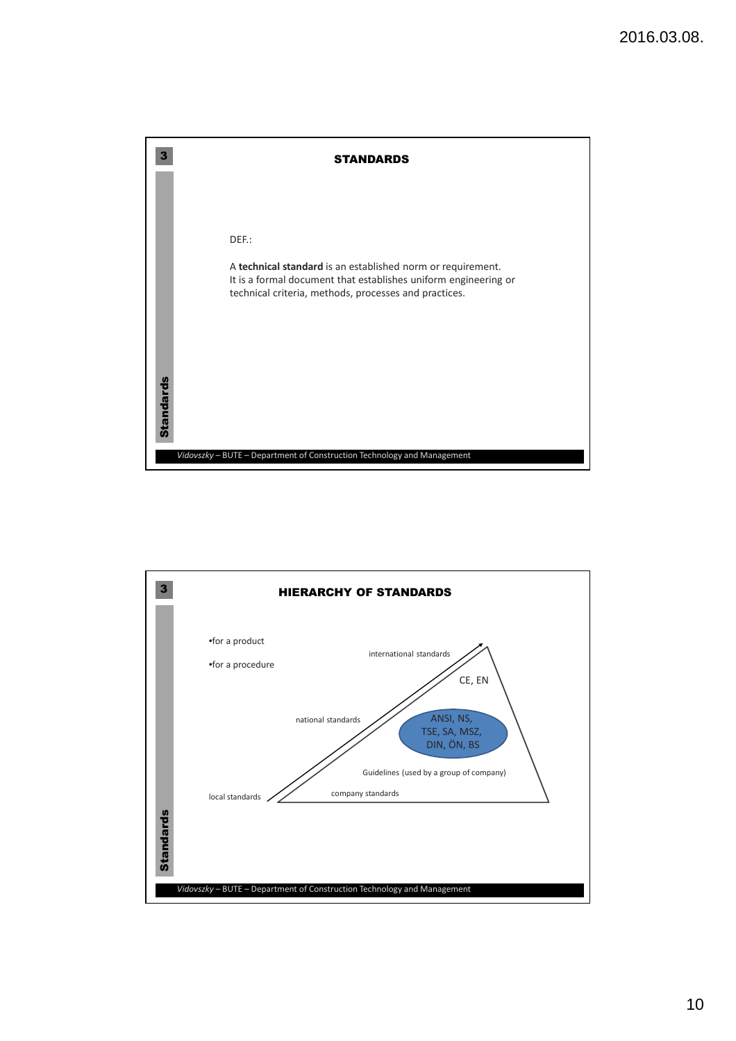## STANDARDS

DEF.:

A **technical standard** is an established norm or requirement. It is a formal document that establishes uniform engineering or technical criteria, methods, processes and practices.

## HIERARCHY OF STANDARDS

- for a product
- for a procedure

international standards

CE, EN

national standards

ANSI, NS, TSE, SA, MSZ, DIN, ÖN, BS

Guidelines (used by a group of company)

company standards

local standards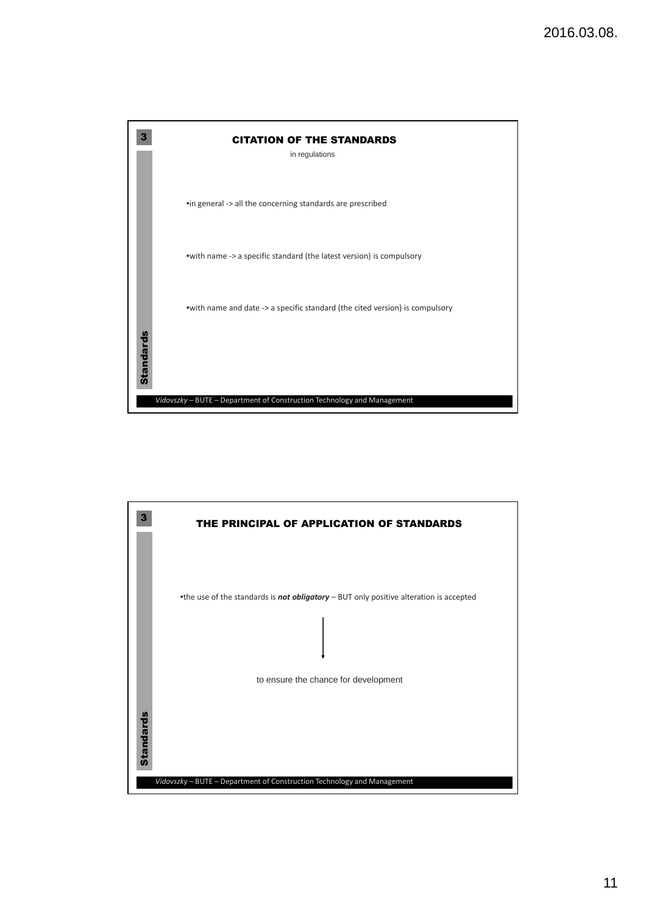## CITATION OF THE STANDARDS

in regulations

- in general -> all the concerning standards are prescribed
- with name -> a specific standard (the latest version) is compulsory
- with name and date -> a specific standard (the cited version) is compulsory

## THE PRINCIPAL OF APPLICATION OF STANDARDS

- the use of the standards is ***not obligatory*** – BUT only positive alteration is accepted

↓

to ensure the chance for development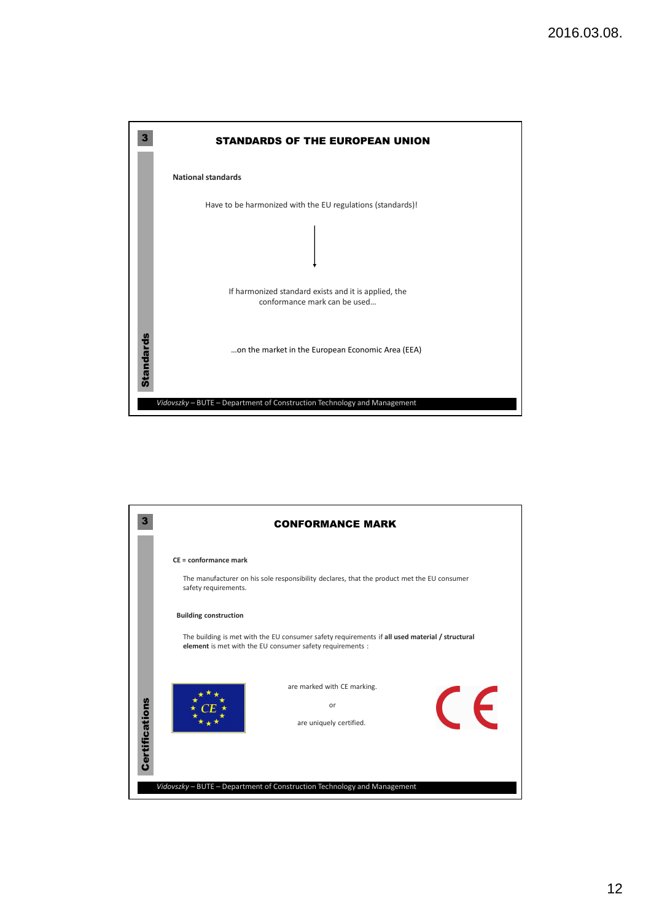## STANDARDS OF THE EUROPEAN UNION

**National standards**

Have to be harmonized with the EU regulations (standards)!

↓

If harmonized standard exists and it is applied, the conformance mark can be used…

…on the market in the European Economic Area (EEA)

## CONFORMANCE MARK

**CE = conformance mark**

The manufacturer on his sole responsibility declares, that the product met the EU consumer safety requirements.

**Building construction**

The building is met with the EU consumer safety requirements if **all used material / structural element** is met with the EU consumer safety requirements :

are marked with CE marking.

or

are uniquely certified.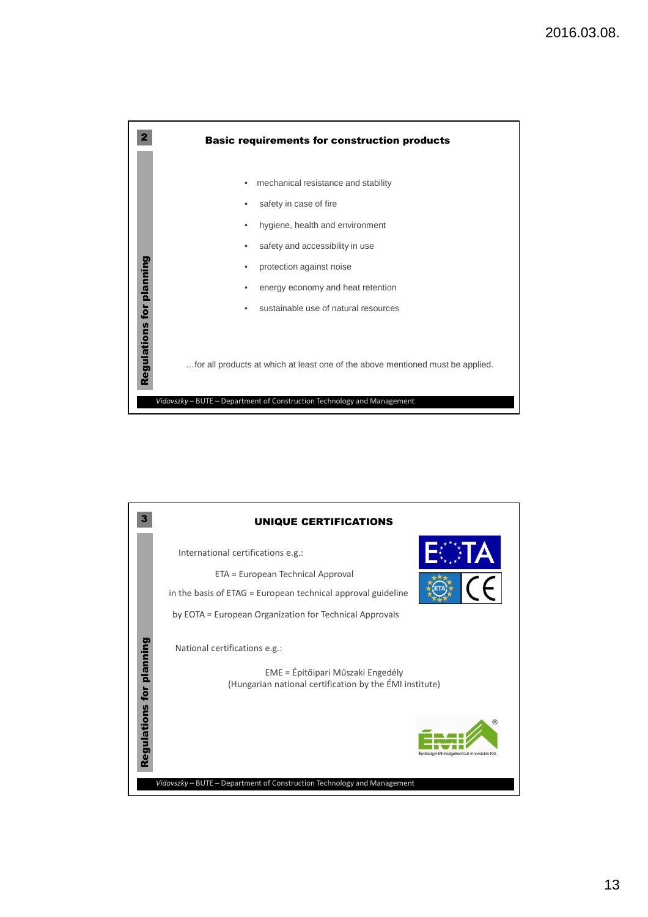## Basic requirements for construction products

- mechanical resistance and stability
- safety in case of fire
- hygiene, health and environment
- safety and accessibility in use
- protection against noise
- energy economy and heat retention
- sustainable use of natural resources

…for all products at which at least one of the above mentioned must be applied.

*Vidovszky* – BUTE – Department of Construction Technology and Management

## UNIQUE CERTIFICATIONS

International certifications e.g.:

ETA = European Technical Approval

in the basis of ETAG = European technical approval guideline

by EOTA = European Organization for Technical Approvals

National certifications e.g.:

EME = Építőipari Műszaki Engedély
(Hungarian national certification by the ÉMI institute)

*Vidovszky* – BUTE – Department of Construction Technology and Management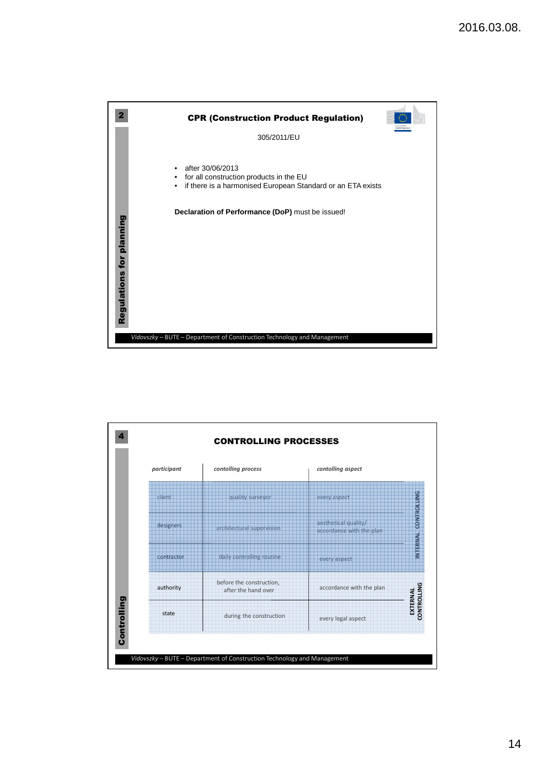## CPR (Construction Product Regulation)

305/2011/EU

- after 30/06/2013
- for all construction products in the EU
- if there is a harmonised European Standard or an ETA exists

**Declaration of Performance (DoP)** must be issued!

Regulations for planning

Vidovszky – BUTE – Department of Construction Technology and Management

## CONTROLLING PROCESSES

| *participant* | *contolling process* | *contolling aspect* | |
|---|---|---|---|
| client | quality surveyor | every aspect | INTERNAL CONTROLLING |
| designers | architectural supervision | aesthetical quality/ accordance with the plan | |
| contractor | daily controlling routine | every aspect | |
| authority | before the construction, after the hand over | accordance with the plan | EXTERNAL CONTROLLING |
| state | during the construction | every legal aspect | |

Controlling

Vidovszky – BUTE – Department of Construction Technology and Management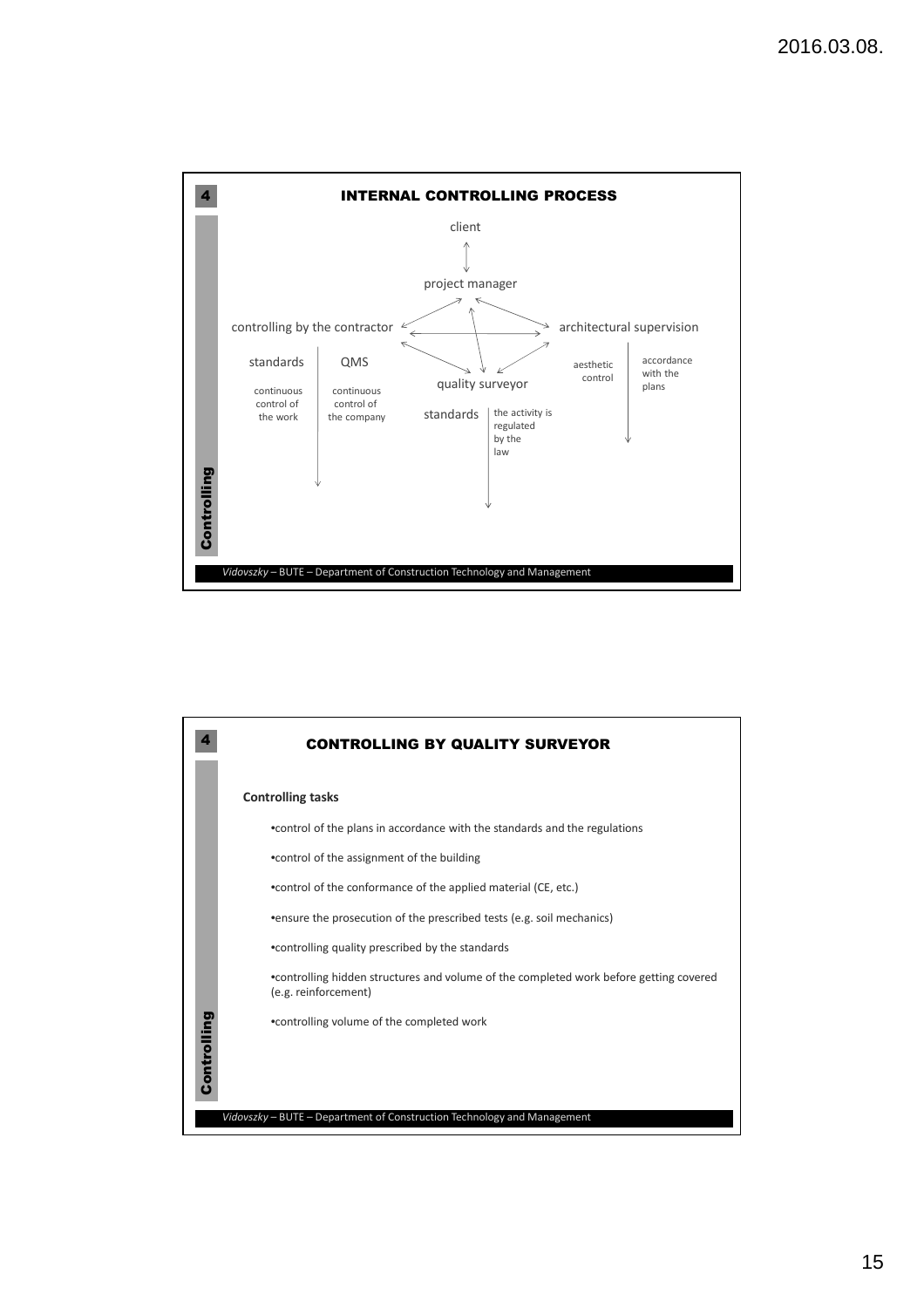## INTERNAL CONTROLLING PROCESS

client

project manager

controlling by the contractor

architectural supervision

standards

QMS

continuous control of the work

continuous control of the company

quality surveyor

standards

the activity is regulated by the law

aesthetic control

accordance with the plans

## CONTROLLING BY QUALITY SURVEYOR

**Controlling tasks**

- control of the plans in accordance with the standards and the regulations
- control of the assignment of the building
- control of the conformance of the applied material (CE, etc.)
- ensure the prosecution of the prescribed tests (e.g. soil mechanics)
- controlling quality prescribed by the standards
- controlling hidden structures and volume of the completed work before getting covered (e.g. reinforcement)
- controlling volume of the completed work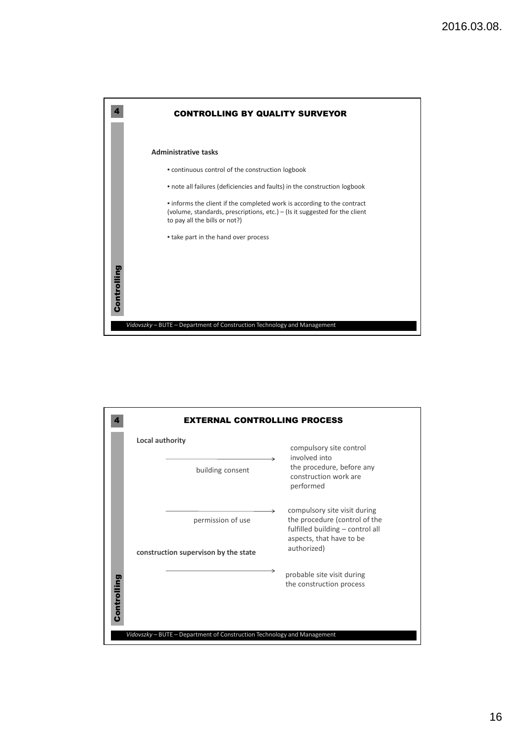## CONTROLLING BY QUALITY SURVEYOR

**Administrative tasks**

- continuous control of the construction logbook
- note all failures (deficiencies and faults) in the construction logbook
- informs the client if the completed work is according to the contract (volume, standards, prescriptions, etc.) – (Is it suggested for the client to pay all the bills or not?)
- take part in the hand over process

Controlling

*Vidovszky* – BUTE – Department of Construction Technology and Management

## EXTERNAL CONTROLLING PROCESS

**Local authority**

building consent → compulsory site control involved into the procedure, before any construction work are performed

permission of use → compulsory site visit during the procedure (control of the fulfilled building – control all aspects, that have to be authorized)

**construction supervison by the state**

→ probable site visit during the construction process

Controlling

*Vidovszky* – BUTE – Department of Construction Technology and Management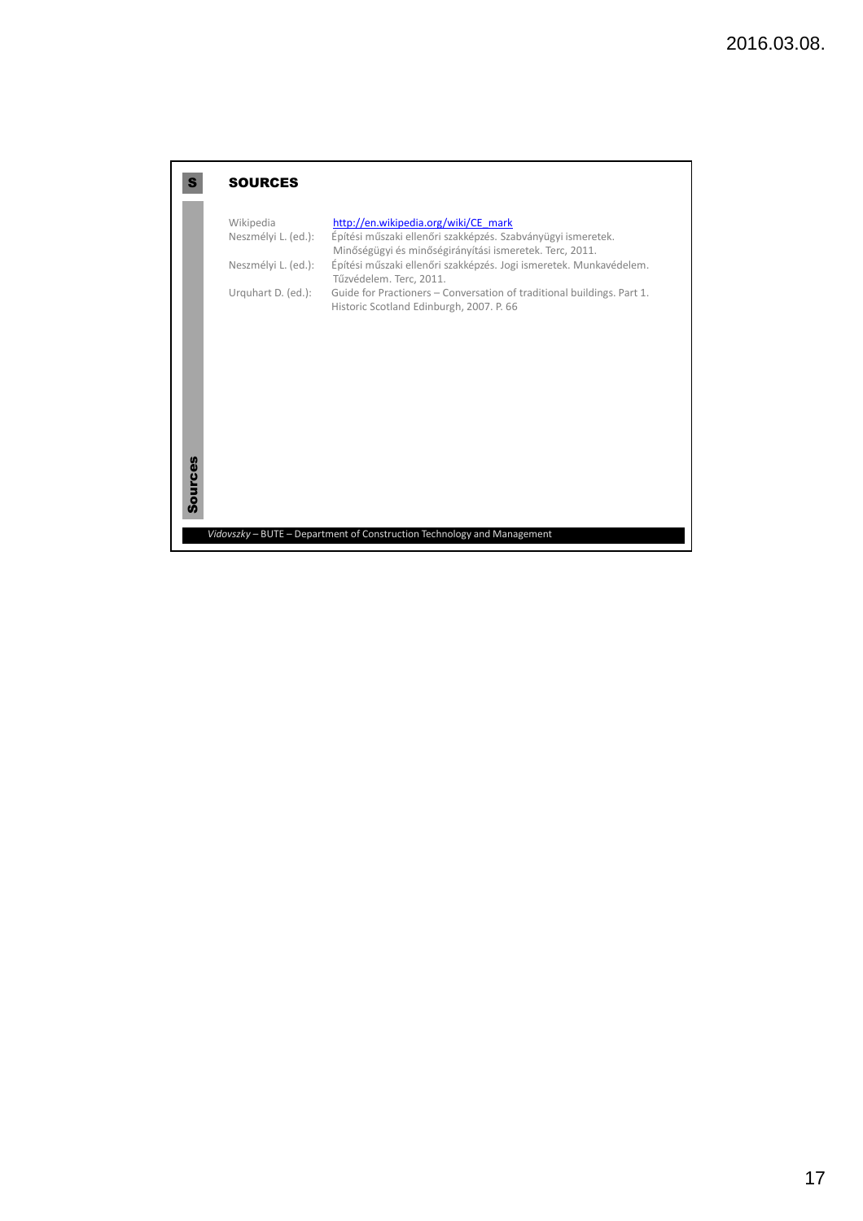## SOURCES

| | |
|---|---|
| Wikipedia | http://en.wikipedia.org/wiki/CE_mark |
| Neszmélyi L. (ed.): | Építési műszaki ellenőri szakképzés. Szabványügyi ismeretek. Minőségügyi és minőségirányítási ismeretek. Terc, 2011. |
| Neszmélyi L. (ed.): | Építési műszaki ellenőri szakképzés. Jogi ismeretek. Munkavédelem. Tűzvédelem. Terc, 2011. |
| Urquhart D. (ed.): | Guide for Practioners – Conversation of traditional buildings. Part 1. Historic Scotland Edinburgh, 2007. P. 66 |

*Vidovszky* – BUTE – Department of Construction Technology and Management